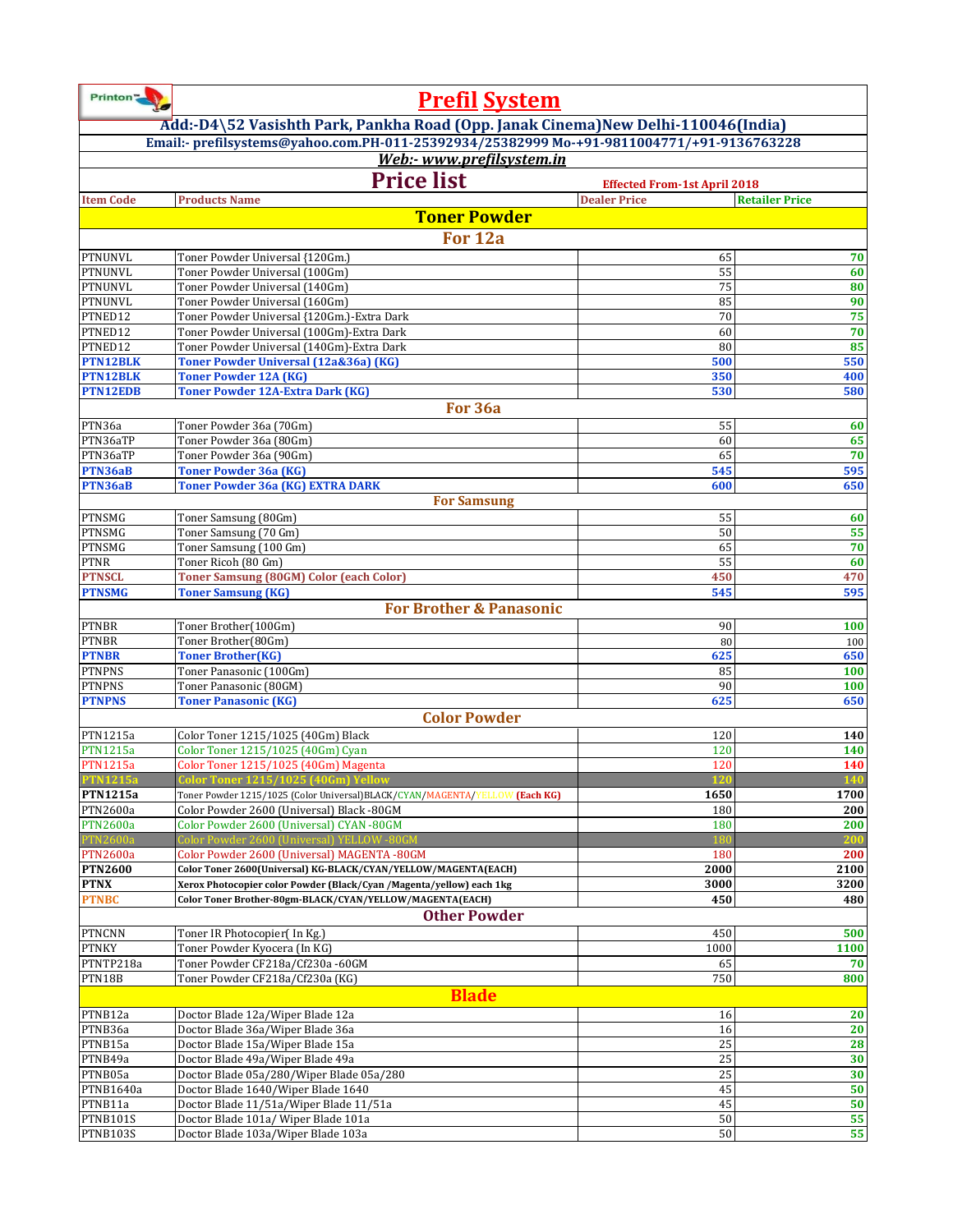# Prefil System

**Add:-D4\52 Vasishth Park, Pankha Road (Opp. Janak Cinema)New Delhi-110046(India)**

**Email:- prefilsystems@yahoo.com.PH-011-25392934/25382999 Mo-+91-9811004771/+91-9136763228**

***Web:- www.prefilsystem.in***

## Price list

**Effected From-1st April 2018**

| Item Code | Products Name | Dealer Price | Retailer Price |
|---|---|---|---|
| **Toner Powder** | | | |
| **For 12a** | | | |
| PTNUNVL | Toner Powder Universal {120Gm.) | 65 | 70 |
| PTNUNVL | Toner Powder Universal (100Gm) | 55 | 60 |
| PTNUNVL | Toner Powder Universal (140Gm) | 75 | 80 |
| PTNUNVL | Toner Powder Universal (160Gm) | 85 | 90 |
| PTNED12 | Toner Powder Universal {120Gm.)-Extra Dark | 70 | 75 |
| PTNED12 | Toner Powder Universal (100Gm)-Extra Dark | 60 | 70 |
| PTNED12 | Toner Powder Universal (140Gm)-Extra Dark | 80 | 85 |
| **PTN12BLK** | **Toner Powder Universal (12a&36a) (KG)** | **500** | **550** |
| **PTN12BLK** | **Toner Powder 12A (KG)** | **350** | **400** |
| **PTN12EDB** | **Toner Powder 12A-Extra Dark (KG)** | **530** | **580** |
| **For 36a** | | | |
| PTN36a | Toner Powder 36a (70Gm) | 55 | 60 |
| PTN36aTP | Toner Powder 36a (80Gm) | 60 | 65 |
| PTN36aTP | Toner Powder 36a (90Gm) | 65 | 70 |
| **PTN36aB** | **Toner Powder 36a (KG)** | **545** | **595** |
| **PTN36aB** | **Toner Powder 36a (KG) EXTRA DARK** | **600** | **650** |
| **For Samsung** | | | |
| PTNSMG | Toner Samsung (80Gm) | 55 | 60 |
| PTNSMG | Toner Samsung (70 Gm) | 50 | 55 |
| PTNSMG | Toner Samsung (100 Gm) | 65 | 70 |
| PTNR | Toner Ricoh (80 Gm) | 55 | 60 |
| **PTNSCL** | **Toner Samsung (80GM) Color (each Color)** | **450** | **470** |
| **PTNSMG** | **Toner Samsung (KG)** | **545** | **595** |
| **For Brother & Panasonic** | | | |
| PTNBR | Toner Brother(100Gm) | 90 | 100 |
| PTNBR | Toner Brother(80Gm) | 80 | 100 |
| **PTNBR** | **Toner Brother(KG)** | **625** | **650** |
| PTNPNS | Toner Panasonic (100Gm) | 85 | 100 |
| PTNPNS | Toner Panasonic (80GM) | 90 | 100 |
| **PTNPNS** | **Toner Panasonic (KG)** | **625** | **650** |
| **Color Powder** | | | |
| PTN1215a | Color Toner 1215/1025 (40Gm) Black | 120 | 140 |
| PTN1215a | Color Toner 1215/1025 (40Gm) Cyan | 120 | 140 |
| PTN1215a | Color Toner 1215/1025 (40Gm) Magenta | 120 | 140 |
| **PTN1215a** | **Color Toner 1215/1025 (40Gm) Yellow** | **120** | **140** |
| **PTN1215a** | Toner Powder 1215/1025 (Color Universal)BLACK/CYAN/MAGENTA/YELLOW **(Each KG)** | **1650** | **1700** |
| PTN2600a | Color Powder 2600 (Universal) Black -80GM | 180 | 200 |
| PTN2600a | Color Powder 2600 (Universal) CYAN -80GM | 180 | 200 |
| PTN2600a | Color Powder 2600 (Universal) YELLOW -80GM | 180 | 200 |
| PTN2600a | Color Powder 2600 (Universal) MAGENTA -80GM | 180 | 200 |
| **PTN2600** | **Color Toner 2600(Universal) KG-BLACK/CYAN/YELLOW/MAGENTA(EACH)** | **2000** | **2100** |
| **PTNX** | **Xerox Photocopier color Powder (Black/Cyan /Magenta/yellow) each 1kg** | **3000** | **3200** |
| **PTNBC** | **Color Toner Brother-80gm-BLACK/CYAN/YELLOW/MAGENTA(EACH)** | **450** | **480** |
| **Other Powder** | | | |
| PTNCNN | Toner IR Photocopier( In Kg.) | 450 | 500 |
| PTNKY | Toner Powder Kyocera (In KG) | 1000 | 1100 |
| PTNTP218a | Toner Powder CF218a/Cf230a -60GM | 65 | 70 |
| PTN18B | Toner Powder CF218a/Cf230a (KG) | 750 | 800 |
| **Blade** | | | |
| PTNB12a | Doctor Blade 12a/Wiper Blade 12a | 16 | 20 |
| PTNB36a | Doctor Blade 36a/Wiper Blade 36a | 16 | 20 |
| PTNB15a | Doctor Blade 15a/Wiper Blade 15a | 25 | 28 |
| PTNB49a | Doctor Blade 49a/Wiper Blade 49a | 25 | 30 |
| PTNB05a | Doctor Blade 05a/280/Wiper Blade 05a/280 | 25 | 30 |
| PTNB1640a | Doctor Blade 1640/Wiper Blade 1640 | 45 | 50 |
| PTNB11a | Doctor Blade 11/51a/Wiper Blade 11/51a | 45 | 50 |
| PTNB101S | Doctor Blade 101a/ Wiper Blade 101a | 50 | 55 |
| PTNB103S | Doctor Blade 103a/Wiper Blade 103a | 50 | 55 |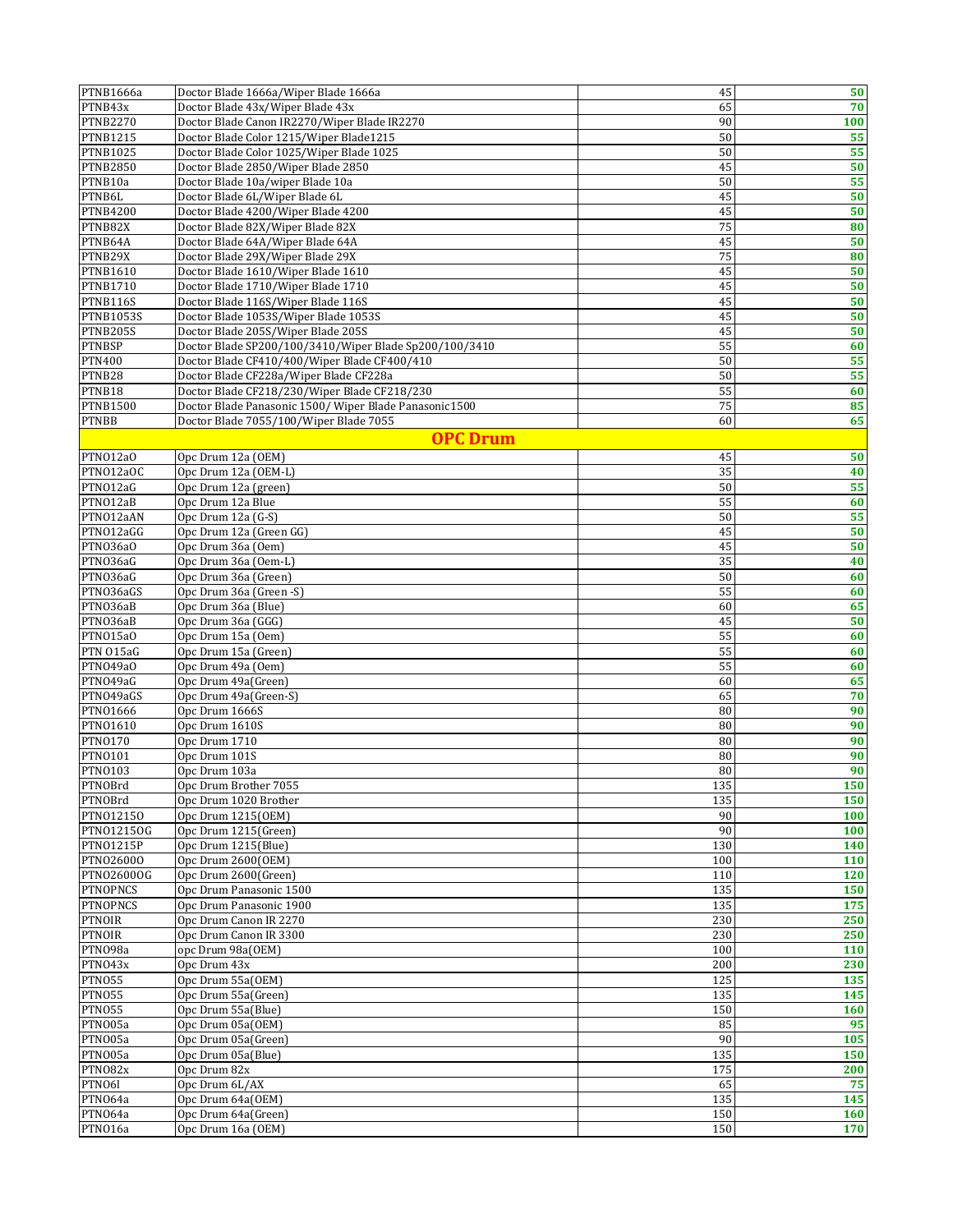| | | | |
|---|---|---|---|
| PTNB1666a | Doctor Blade 1666a/Wiper Blade 1666a | 45 | **50** |
| PTNB43x | Doctor Blade 43x/Wiper Blade 43x | 65 | **70** |
| PTNB2270 | Doctor Blade Canon IR2270/Wiper Blade IR2270 | 90 | **100** |
| PTNB1215 | Doctor Blade Color 1215/Wiper Blade1215 | 50 | **55** |
| PTNB1025 | Doctor Blade Color 1025/Wiper Blade 1025 | 50 | **55** |
| PTNB2850 | Doctor Blade 2850/Wiper Blade 2850 | 45 | **50** |
| PTNB10a | Doctor Blade 10a/wiper Blade 10a | 50 | **55** |
| PTNB6L | Doctor Blade 6L/Wiper Blade 6L | 45 | **50** |
| PTNB4200 | Doctor Blade 4200/Wiper Blade 4200 | 45 | **50** |
| PTNB82X | Doctor Blade 82X/Wiper Blade 82X | 75 | **80** |
| PTNB64A | Doctor Blade 64A/Wiper Blade 64A | 45 | **50** |
| PTNB29X | Doctor Blade 29X/Wiper Blade 29X | 75 | **80** |
| PTNB1610 | Doctor Blade 1610/Wiper Blade 1610 | 45 | **50** |
| PTNB1710 | Doctor Blade 1710/Wiper Blade 1710 | 45 | **50** |
| PTNB116S | Doctor Blade 116S/Wiper Blade 116S | 45 | **50** |
| PTNB1053S | Doctor Blade 1053S/Wiper Blade 1053S | 45 | **50** |
| PTNB205S | Doctor Blade 205S/Wiper Blade 205S | 45 | **50** |
| PTNBSP | Doctor Blade SP200/100/3410/Wiper Blade Sp200/100/3410 | 55 | **60** |
| PTN400 | Doctor Blade CF410/400/Wiper Blade CF400/410 | 50 | **55** |
| PTNB28 | Doctor Blade CF228a/Wiper Blade CF228a | 50 | **55** |
| PTNB18 | Doctor Blade CF218/230/Wiper Blade CF218/230 | 55 | **60** |
| PTNB1500 | Doctor Blade Panasonic 1500/ Wiper Blade Panasonic1500 | 75 | **85** |
| PTNBB | Doctor Blade 7055/100/Wiper Blade 7055 | 60 | **65** |
| | **OPC Drum** | | |
| PTNO12aO | Opc Drum 12a (OEM) | 45 | **50** |
| PTNO12aOC | Opc Drum 12a (OEM-L) | 35 | **40** |
| PTNO12aG | Opc Drum 12a (green) | 50 | **55** |
| PTNO12aB | Opc Drum 12a Blue | 55 | **60** |
| PTNO12aAN | Opc Drum 12a (G-S) | 50 | **55** |
| PTNO12aGG | Opc Drum 12a (Green GG) | 45 | **50** |
| PTNO36aO | Opc Drum 36a (Oem) | 45 | **50** |
| PTNO36aG | Opc Drum 36a (Oem-L) | 35 | **40** |
| PTNO36aG | Opc Drum 36a (Green) | 50 | **60** |
| PTNO36aGS | Opc Drum 36a (Green -S) | 55 | **60** |
| PTNO36aB | Opc Drum 36a (Blue) | 60 | **65** |
| PTNO36aB | Opc Drum 36a (GGG) | 45 | **50** |
| PTNO15aO | Opc Drum 15a (Oem) | 55 | **60** |
| PTN O15aG | Opc Drum 15a (Green) | 55 | **60** |
| PTNO49aO | Opc Drum 49a (Oem) | 55 | **60** |
| PTNO49aG | Opc Drum 49a(Green) | 60 | **65** |
| PTNO49aGS | Opc Drum 49a(Green-S) | 65 | **70** |
| PTNO1666 | Opc Drum 1666S | 80 | **90** |
| PTNO1610 | Opc Drum 1610S | 80 | **90** |
| PTNO170 | Opc Drum 1710 | 80 | **90** |
| PTNO101 | Opc Drum 101S | 80 | **90** |
| PTNO103 | Opc Drum 103a | 80 | **90** |
| PTNOBrd | Opc Drum Brother 7055 | 135 | **150** |
| PTNOBrd | Opc Drum 1020 Brother | 135 | **150** |
| PTNO1215O | Opc Drum 1215(OEM) | 90 | **100** |
| PTNO1215OG | Opc Drum 1215(Green) | 90 | **100** |
| PTNO1215P | Opc Drum 1215(Blue) | 130 | **140** |
| PTNO2600O | Opc Drum 2600(OEM) | 100 | **110** |
| PTNO2600OG | Opc Drum 2600(Green) | 110 | **120** |
| PTNOPNCS | Opc Drum Panasonic 1500 | 135 | **150** |
| PTNOPNCS | Opc Drum Panasonic 1900 | 135 | **175** |
| PTNOIR | Opc Drum Canon IR 2270 | 230 | **250** |
| PTNOIR | Opc Drum Canon IR 3300 | 230 | **250** |
| PTNO98a | opc Drum 98a(OEM) | 100 | **110** |
| PTNO43x | Opc Drum 43x | 200 | **230** |
| PTNO55 | Opc Drum 55a(OEM) | 125 | **135** |
| PTNO55 | Opc Drum 55a(Green) | 135 | **145** |
| PTNO55 | Opc Drum 55a(Blue) | 150 | **160** |
| PTNO05a | Opc Drum 05a(OEM) | 85 | **95** |
| PTNO05a | Opc Drum 05a(Green) | 90 | **105** |
| PTNO05a | Opc Drum 05a(Blue) | 135 | **150** |
| PTNO82x | Opc Drum 82x | 175 | **200** |
| PTNO6l | Opc Drum 6L/AX | 65 | **75** |
| PTNO64a | Opc Drum 64a(OEM) | 135 | **145** |
| PTNO64a | Opc Drum 64a(Green) | 150 | **160** |
| PTNO16a | Opc Drum 16a (OEM) | 150 | **170** |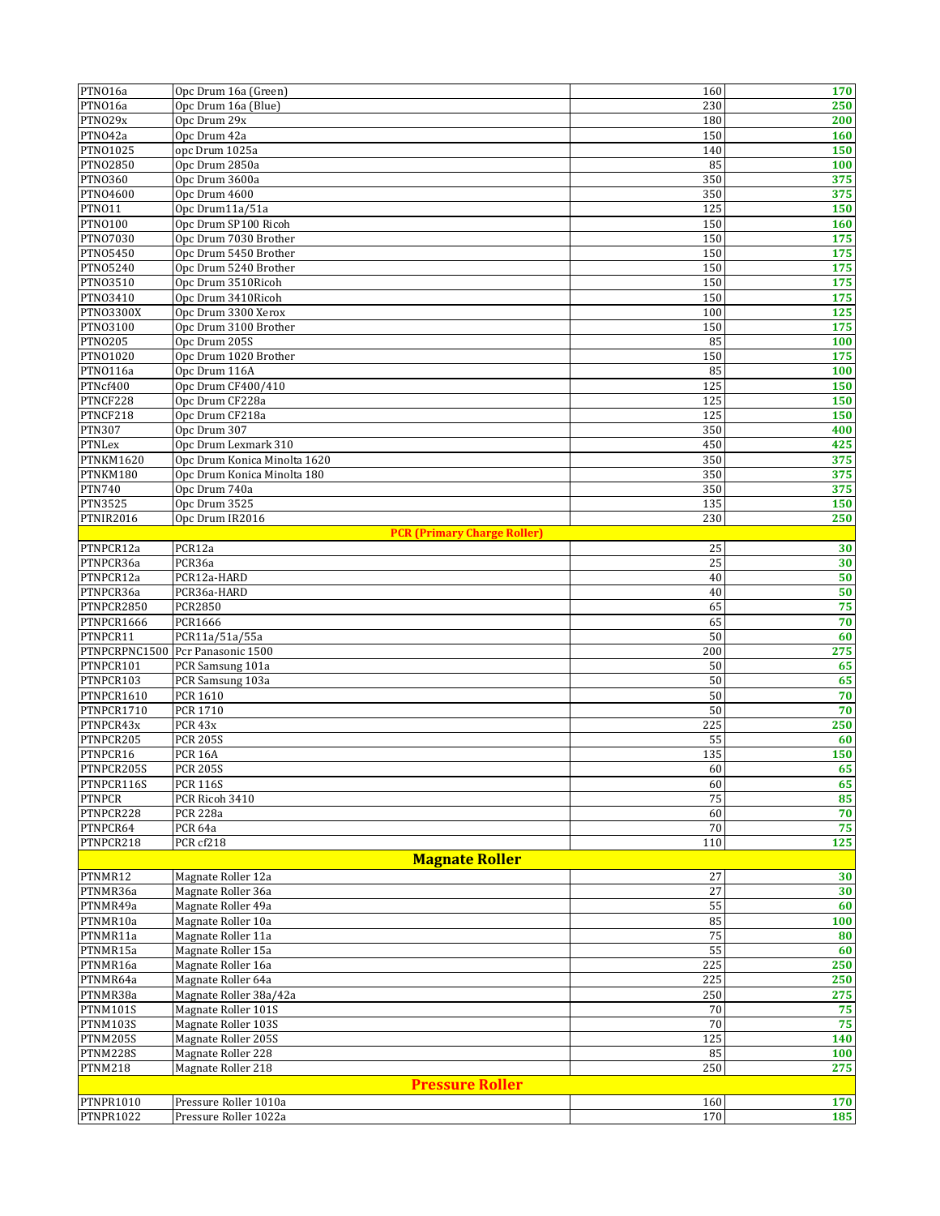| | | | |
|---|---|---|---|
| PTNO16a | Opc Drum 16a (Green) | 160 | **170** |
| PTNO16a | Opc Drum 16a (Blue) | 230 | **250** |
| PTNO29x | Opc Drum 29x | 180 | **200** |
| PTNO42a | Opc Drum 42a | 150 | **160** |
| PTNO1025 | opc Drum 1025a | 140 | **150** |
| PTNO2850 | Opc Drum 2850a | 85 | **100** |
| PTNO360 | Opc Drum 3600a | 350 | **375** |
| PTNO4600 | Opc Drum 4600 | 350 | **375** |
| PTNO11 | Opc Drum11a/51a | 125 | **150** |
| PTNO100 | Opc Drum SP100 Ricoh | 150 | **160** |
| PTNO7030 | Opc Drum 7030 Brother | 150 | **175** |
| PTNO5450 | Opc Drum 5450 Brother | 150 | **175** |
| PTNO5240 | Opc Drum 5240 Brother | 150 | **175** |
| PTNO3510 | Opc Drum 3510Ricoh | 150 | **175** |
| PTNO3410 | Opc Drum 3410Ricoh | 150 | **175** |
| PTNO3300X | Opc Drum 3300 Xerox | 100 | **125** |
| PTNO3100 | Opc Drum 3100 Brother | 150 | **175** |
| PTNO205 | Opc Drum 205S | 85 | **100** |
| PTNO1020 | Opc Drum 1020 Brother | 150 | **175** |
| PTNO116a | Opc Drum 116A | 85 | **100** |
| PTNcf400 | Opc Drum CF400/410 | 125 | **150** |
| PTNCF228 | Opc Drum CF228a | 125 | **150** |
| PTNCF218 | Opc Drum CF218a | 125 | **150** |
| PTN307 | Opc Drum 307 | 350 | **400** |
| PTNLex | Opc Drum Lexmark 310 | 450 | **425** |
| PTNKM1620 | Opc Drum Konica Minolta 1620 | 350 | **375** |
| PTNKM180 | Opc Drum Konica Minolta 180 | 350 | **375** |
| PTN740 | Opc Drum 740a | 350 | **375** |
| PTN3525 | Opc Drum 3525 | 135 | **150** |
| PTNIR2016 | Opc Drum IR2016 | 230 | **250** |
| | **PCR (Primary Charge Roller)** | | |
| PTNPCR12a | PCR12a | 25 | **30** |
| PTNPCR36a | PCR36a | 25 | **30** |
| PTNPCR12a | PCR12a-HARD | 40 | **50** |
| PTNPCR36a | PCR36a-HARD | 40 | **50** |
| PTNPCR2850 | PCR2850 | 65 | **75** |
| PTNPCR1666 | PCR1666 | 65 | **70** |
| PTNPCR11 | PCR11a/51a/55a | 50 | **60** |
| PTNPCRPNC1500 | Pcr Panasonic 1500 | 200 | **275** |
| PTNPCR101 | PCR Samsung 101a | 50 | **65** |
| PTNPCR103 | PCR Samsung 103a | 50 | **65** |
| PTNPCR1610 | PCR 1610 | 50 | **70** |
| PTNPCR1710 | PCR 1710 | 50 | **70** |
| PTNPCR43x | PCR 43x | 225 | **250** |
| PTNPCR205 | PCR 205S | 55 | **60** |
| PTNPCR16 | PCR 16A | 135 | **150** |
| PTNPCR205S | PCR 205S | 60 | **65** |
| PTNPCR116S | PCR 116S | 60 | **65** |
| PTNPCR | PCR Ricoh 3410 | 75 | **85** |
| PTNPCR228 | PCR 228a | 60 | **70** |
| PTNPCR64 | PCR 64a | 70 | **75** |
| PTNPCR218 | PCR cf218 | 110 | **125** |
| | **Magnate Roller** | | |
| PTNMR12 | Magnate Roller 12a | 27 | **30** |
| PTNMR36a | Magnate Roller 36a | 27 | **30** |
| PTNMR49a | Magnate Roller 49a | 55 | **60** |
| PTNMR10a | Magnate Roller 10a | 85 | **100** |
| PTNMR11a | Magnate Roller 11a | 75 | **80** |
| PTNMR15a | Magnate Roller 15a | 55 | **60** |
| PTNMR16a | Magnate Roller 16a | 225 | **250** |
| PTNMR64a | Magnate Roller 64a | 225 | **250** |
| PTNMR38a | Magnate Roller 38a/42a | 250 | **275** |
| PTNM101S | Magnate Roller 101S | 70 | **75** |
| PTNM103S | Magnate Roller 103S | 70 | **75** |
| PTNM205S | Magnate Roller 205S | 125 | **140** |
| PTNM228S | Magnate Roller 228 | 85 | **100** |
| PTNM218 | Magnate Roller 218 | 250 | **275** |
| | **Pressure Roller** | | |
| PTNPR1010 | Pressure Roller 1010a | 160 | **170** |
| PTNPR1022 | Pressure Roller 1022a | 170 | **185** |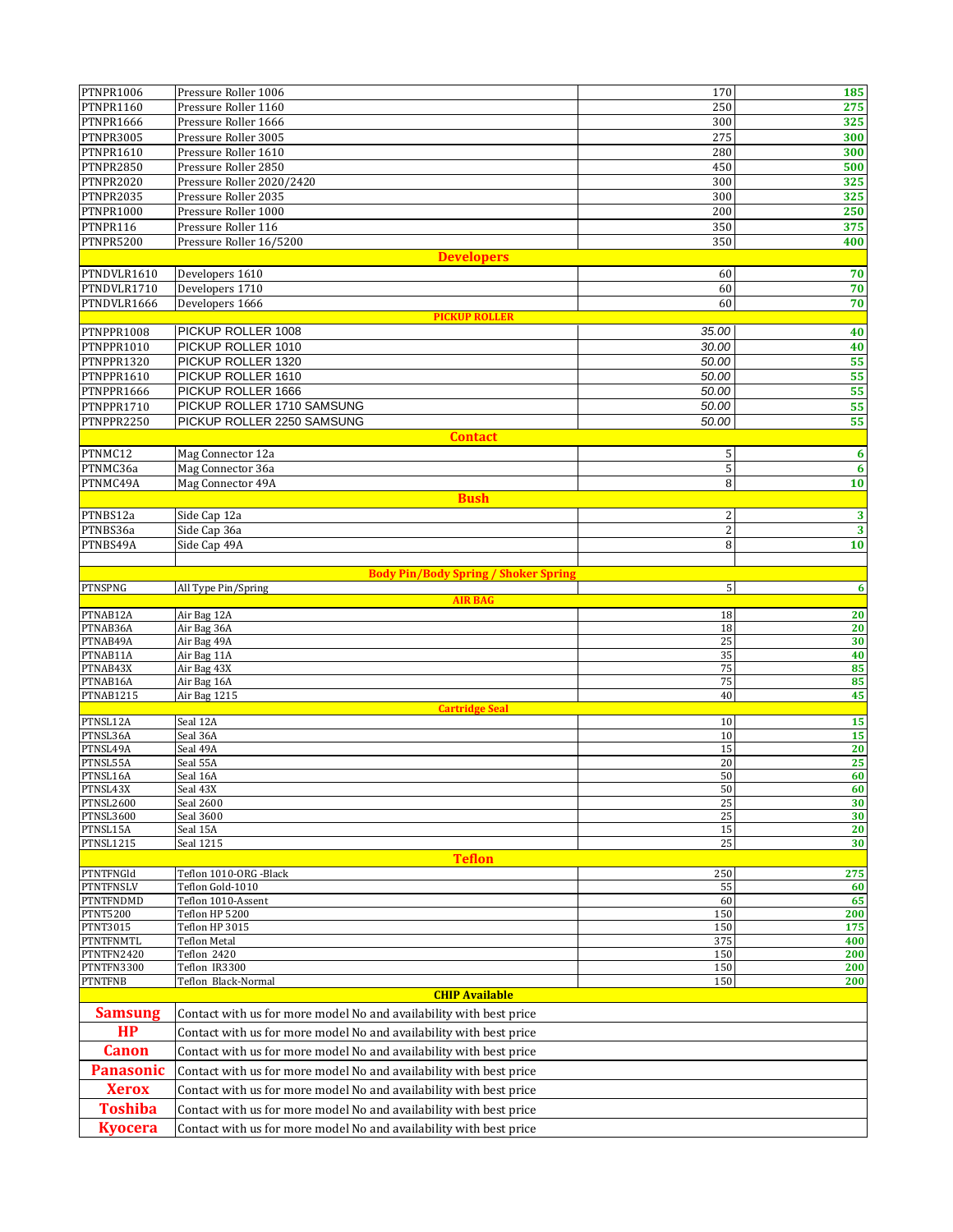| | | | |
|---|---|---|---|
| PTNPR1006 | Pressure Roller 1006 | 170 | 185 |
| PTNPR1160 | Pressure Roller 1160 | 250 | 275 |
| PTNPR1666 | Pressure Roller 1666 | 300 | 325 |
| PTNPR3005 | Pressure Roller 3005 | 275 | 300 |
| PTNPR1610 | Pressure Roller 1610 | 280 | 300 |
| PTNPR2850 | Pressure Roller 2850 | 450 | 500 |
| PTNPR2020 | Pressure Roller 2020/2420 | 300 | 325 |
| PTNPR2035 | Pressure Roller 2035 | 300 | 325 |
| PTNPR1000 | Pressure Roller 1000 | 200 | 250 |
| PTNPR116 | Pressure Roller 116 | 350 | 375 |
| PTNPR5200 | Pressure Roller 16/5200 | 350 | 400 |
| **Developers** | | | |
| PTNDVLR1610 | Developers 1610 | 60 | 70 |
| PTNDVLR1710 | Developers 1710 | 60 | 70 |
| PTNDVLR1666 | Developers 1666 | 60 | 70 |
| **PICKUP ROLLER** | | | |
| PTNPPR1008 | PICKUP ROLLER 1008 | 35.00 | 40 |
| PTNPPR1010 | PICKUP ROLLER 1010 | 30.00 | 40 |
| PTNPPR1320 | PICKUP ROLLER 1320 | 50.00 | 55 |
| PTNPPR1610 | PICKUP ROLLER 1610 | 50.00 | 55 |
| PTNPPR1666 | PICKUP ROLLER 1666 | 50.00 | 55 |
| PTNPPR1710 | PICKUP ROLLER 1710 SAMSUNG | 50.00 | 55 |
| PTNPPR2250 | PICKUP ROLLER 2250 SAMSUNG | 50.00 | 55 |
| **Contact** | | | |
| PTNMC12 | Mag Connector 12a | 5 | 6 |
| PTNMC36a | Mag Connector 36a | 5 | 6 |
| PTNMC49A | Mag Connector 49A | 8 | 10 |
| **Bush** | | | |
| PTNBS12a | Side Cap 12a | 2 | 3 |
| PTNBS36a | Side Cap 36a | 2 | 3 |
| PTNBS49A | Side Cap 49A | 8 | 10 |
| | | | |
| **Body Pin/Body Spring / Shoker Spring** | | | |
| PTNSPNG | All Type Pin/Spring | 5 | 6 |
| **AIR BAG** | | | |
| PTNAB12A | Air Bag 12A | 18 | 20 |
| PTNAB36A | Air Bag 36A | 18 | 20 |
| PTNAB49A | Air Bag 49A | 25 | 30 |
| PTNAB11A | Air Bag 11A | 35 | 40 |
| PTNAB43X | Air Bag 43X | 75 | 85 |
| PTNAB16A | Air Bag 16A | 75 | 85 |
| PTNAB1215 | Air Bag 1215 | 40 | 45 |
| **Cartridge Seal** | | | |
| PTNSL12A | Seal 12A | 10 | 15 |
| PTNSL36A | Seal 36A | 10 | 15 |
| PTNSL49A | Seal 49A | 15 | 20 |
| PTNSL55A | Seal 55A | 20 | 25 |
| PTNSL16A | Seal 16A | 50 | 60 |
| PTNSL43X | Seal 43X | 50 | 60 |
| PTNSL2600 | Seal 2600 | 25 | 30 |
| PTNSL3600 | Seal 3600 | 25 | 30 |
| PTNSL15A | Seal 15A | 15 | 20 |
| PTNSL1215 | Seal 1215 | 25 | 30 |
| **Teflon** | | | |
| PTNTFNGld | Teflon 1010-ORG -Black | 250 | 275 |
| PTNTFNSLV | Teflon Gold-1010 | 55 | 60 |
| PTNTFNDMD | Teflon 1010-Assent | 60 | 65 |
| PTNT5200 | Teflon HP 5200 | 150 | 200 |
| PTNT3015 | Teflon HP 3015 | 150 | 175 |
| PTNTFNMTL | Teflon Metal | 375 | 400 |
| PTNTFN2420 | Teflon 2420 | 150 | 200 |
| PTNTFN3300 | Teflon IR3300 | 150 | 200 |
| PTNTFNB | Teflon Black-Normal | 150 | 200 |
| **CHIP Available** | | | |
| **Samsung** | Contact with us for more model No and availability with best price | | |
| **HP** | Contact with us for more model No and availability with best price | | |
| **Canon** | Contact with us for more model No and availability with best price | | |
| **Panasonic** | Contact with us for more model No and availability with best price | | |
| **Xerox** | Contact with us for more model No and availability with best price | | |
| **Toshiba** | Contact with us for more model No and availability with best price | | |
| **Kyocera** | Contact with us for more model No and availability with best price | | |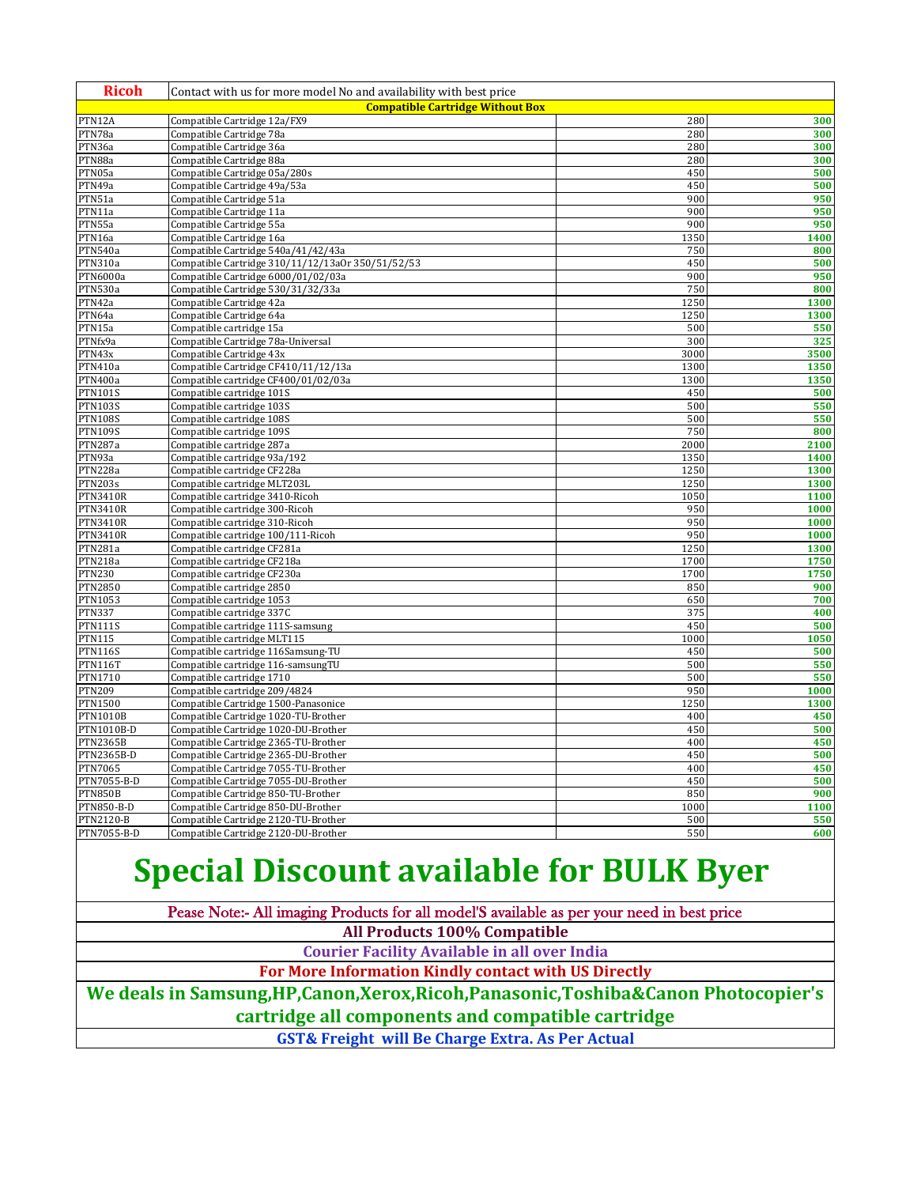| Ricoh | Contact with us for more model No and availability with best price | | |
|---|---|---|---|
| | **Compatible Cartridge Without Box** | | |
| PTN12A | Compatible Cartridge 12a/FX9 | 280 | **300** |
| PTN78a | Compatible Cartridge 78a | 280 | **300** |
| PTN36a | Compatible Cartridge 36a | 280 | **300** |
| PTN88a | Compatible Cartridge 88a | 280 | **300** |
| PTN05a | Compatible Cartridge 05a/280s | 450 | **500** |
| PTN49a | Compatible Cartridge 49a/53a | 450 | **500** |
| PTN51a | Compatible Cartridge 51a | 900 | **950** |
| PTN11a | Compatible Cartridge 11a | 900 | **950** |
| PTN55a | Compatible Cartridge 55a | 900 | **950** |
| PTN16a | Compatible Cartridge 16a | 1350 | **1400** |
| PTN540a | Compatible Cartridge 540a/41/42/43a | 750 | **800** |
| PTN310a | Compatible Cartridge 310/11/12/13aOr 350/51/52/53 | 450 | **500** |
| PTN6000a | Compatible Cartridge 6000/01/02/03a | 900 | **950** |
| PTN530a | Compatible Cartridge 530/31/32/33a | 750 | **800** |
| PTN42a | Compatible Cartridge 42a | 1250 | **1300** |
| PTN64a | Compatible Cartridge 64a | 1250 | **1300** |
| PTN15a | Compatible cartridge 15a | 500 | **550** |
| PTNfx9a | Compatible Cartridge 78a-Universal | 300 | **325** |
| PTN43x | Compatible Cartridge 43x | 3000 | **3500** |
| PTN410a | Compatible Cartridge CF410/11/12/13a | 1300 | **1350** |
| PTN400a | Compatible cartridge CF400/01/02/03a | 1300 | **1350** |
| PTN101S | Compatible cartridge 101S | 450 | **500** |
| PTN103S | Compatible cartridge 103S | 500 | **550** |
| PTN108S | Compatible cartridge 108S | 500 | **550** |
| PTN109S | Compatible cartridge 109S | 750 | **800** |
| PTN287a | Compatible cartridge 287a | 2000 | **2100** |
| PTN93a | Compatible cartridge 93a/192 | 1350 | **1400** |
| PTN228a | Compatible cartridge CF228a | 1250 | **1300** |
| PTN203s | Compatible cartridge MLT203L | 1250 | **1300** |
| PTN3410R | Compatible cartridge 3410-Ricoh | 1050 | **1100** |
| PTN3410R | Compatible cartridge 300-Ricoh | 950 | **1000** |
| PTN3410R | Compatible cartridge 310-Ricoh | 950 | **1000** |
| PTN3410R | Compatible cartridge 100/111-Ricoh | 950 | **1000** |
| PTN281a | Compatible cartridge CF281a | 1250 | **1300** |
| PTN218a | Compatible cartridge CF218a | 1700 | **1750** |
| PTN230 | Compatible cartridge CF230a | 1700 | **1750** |
| PTN2850 | Compatible cartridge 2850 | 850 | **900** |
| PTN1053 | Compatible cartridge 1053 | 650 | **700** |
| PTN337 | Compatible cartridge 337C | 375 | **400** |
| PTN111S | Compatible cartridge 111S-samsung | 450 | **500** |
| PTN115 | Compatible cartridge MLT115 | 1000 | **1050** |
| PTN116S | Compatible cartridge 116Samsung-TU | 450 | **500** |
| PTN116T | Compatible cartridge 116-samsungTU | 500 | **550** |
| PTN1710 | Compatible cartridge 1710 | 500 | **550** |
| PTN209 | Compatible cartridge 209/4824 | 950 | **1000** |
| PTN1500 | Compatible Cartridge 1500-Panasonice | 1250 | **1300** |
| PTN1010B | Compatible Cartridge 1020-TU-Brother | 400 | **450** |
| PTN1010B-D | Compatible Cartridge 1020-DU-Brother | 450 | **500** |
| PTN2365B | Compatible Cartridge 2365-TU-Brother | 400 | **450** |
| PTN2365B-D | Compatible Cartridge 2365-DU-Brother | 450 | **500** |
| PTN7065 | Compatible Cartridge 7055-TU-Brother | 400 | **450** |
| PTN7055-B-D | Compatible Cartridge 7055-DU-Brother | 450 | **500** |
| PTN850B | Compatible Cartridge 850-TU-Brother | 850 | **900** |
| PTN850-B-D | Compatible Cartridge 850-DU-Brother | 1000 | **1100** |
| PTN2120-B | Compatible Cartridge 2120-TU-Brother | 500 | **550** |
| PTN7055-B-D | Compatible Cartridge 2120-DU-Brother | 550 | **600** |

# Special Discount available for BULK Byer

Pease Note:- All imaging Products for all model'S available as per your need in best price

**All Products 100% Compatible**

**Courier Facility Available in all over India**

**For More Information Kindly contact with US Directly**

**We deals in Samsung,HP,Canon,Xerox,Ricoh,Panasonic,Toshiba&Canon Photocopier's cartridge all components and compatible cartridge**

**GST& Freight will Be Charge Extra. As Per Actual**